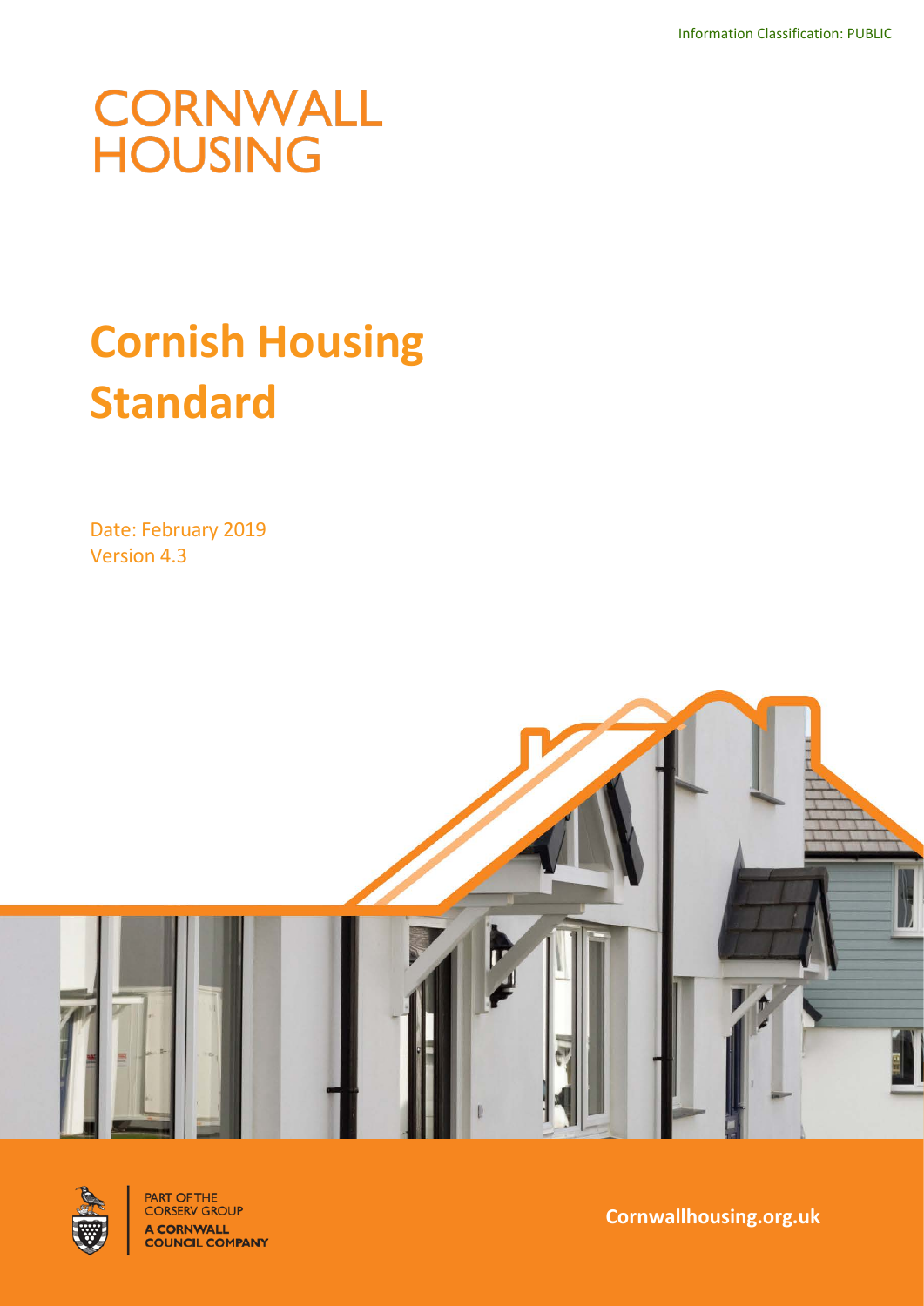Information Classification: PUBLIC

CORNWALL
HOUSING

# Cornish Housing Standard

Date: February 2019
Version 4.3

PART OF THE
CORSERV GROUP
A CORNWALL
COUNCIL COMPANY

Cornwallhousing.org.uk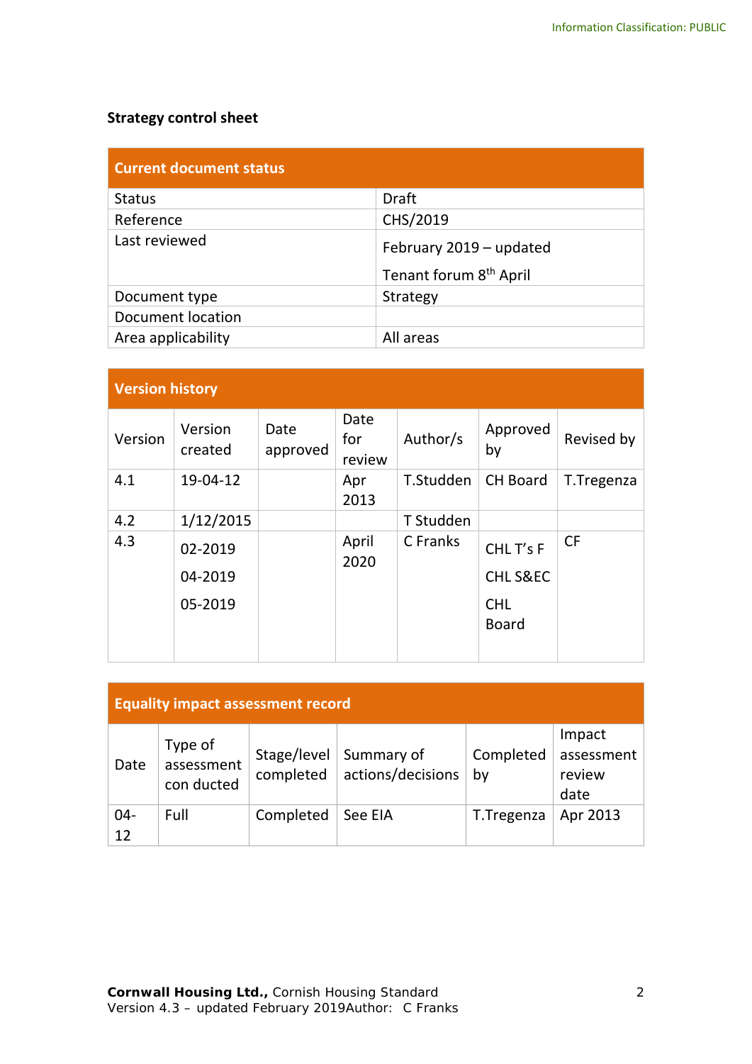**Strategy control sheet**

| Current document status | |
|---|---|
| Status | Draft |
| Reference | CHS/2019 |
| Last reviewed | February 2019 – updated<br>Tenant forum 8th April |
| Document type | Strategy |
| Document location | |
| Area applicability | All areas |

**Version history**

| Version | Version created | Date approved | Date for review | Author/s | Approved by | Revised by |
|---|---|---|---|---|---|---|
| 4.1 | 19-04-12 | | Apr 2013 | T.Studden | CH Board | T.Tregenza |
| 4.2 | 1/12/2015 | | | T Studden | | |
| 4.3 | 02-2019<br>04-2019<br>05-2019 | | April 2020 | C Franks | CHL T's F<br>CHL S&EC<br>CHL Board | CF |

**Equality impact assessment record**

| Date | Type of assessment con ducted | Stage/level completed | Summary of actions/decisions | Completed by | Impact assessment review date |
|---|---|---|---|---|---|
| 04-12 | Full | Completed | See EIA | T.Tregenza | Apr 2013 |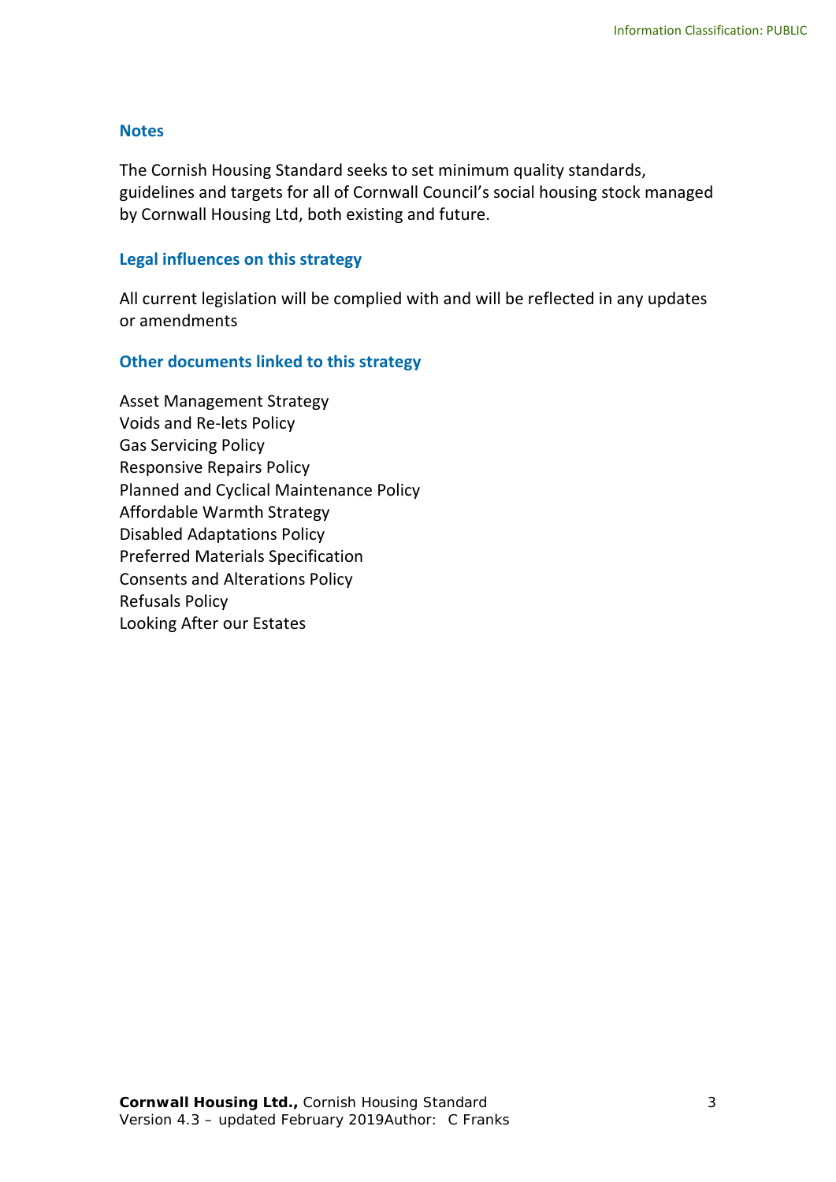## Notes

The Cornish Housing Standard seeks to set minimum quality standards, guidelines and targets for all of Cornwall Council's social housing stock managed by Cornwall Housing Ltd, both existing and future.

## Legal influences on this strategy

All current legislation will be complied with and will be reflected in any updates or amendments

## Other documents linked to this strategy

Asset Management Strategy  
Voids and Re-lets Policy  
Gas Servicing Policy  
Responsive Repairs Policy  
Planned and Cyclical Maintenance Policy  
Affordable Warmth Strategy  
Disabled Adaptations Policy  
Preferred Materials Specification  
Consents and Alterations Policy  
Refusals Policy  
Looking After our Estates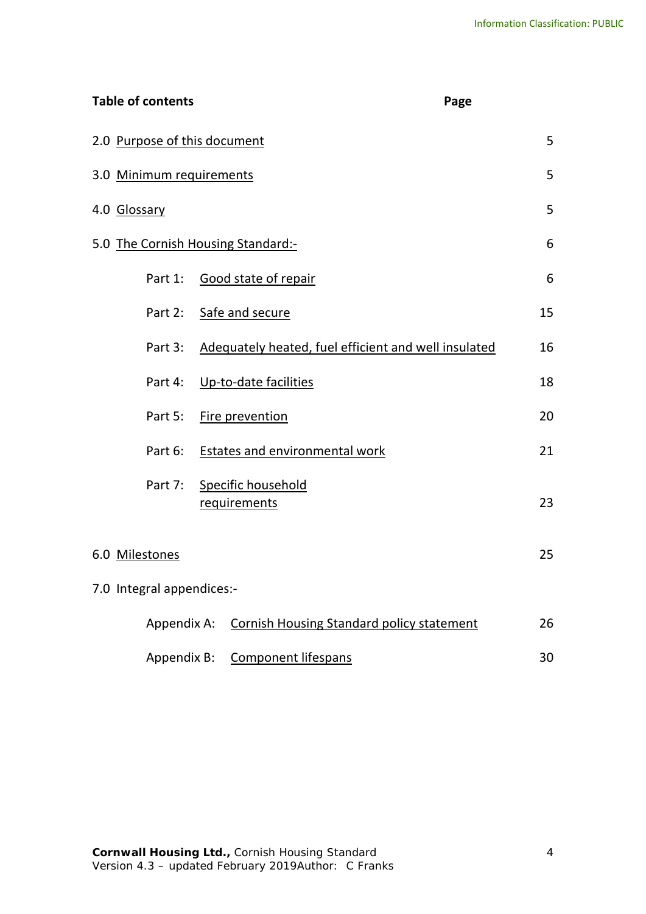**Table of contents** **Page**

| | | |
|---|---|---|
| 2.0 Purpose of this document | | 5 |
| 3.0 Minimum requirements | | 5 |
| 4.0 Glossary | | 5 |
| 5.0 The Cornish Housing Standard:- | | 6 |
| Part 1: | Good state of repair | 6 |
| Part 2: | Safe and secure | 15 |
| Part 3: | Adequately heated, fuel efficient and well insulated | 16 |
| Part 4: | Up-to-date facilities | 18 |
| Part 5: | Fire prevention | 20 |
| Part 6: | Estates and environmental work | 21 |
| Part 7: | Specific household requirements | 23 |
| 6.0 Milestones | | 25 |
| 7.0 Integral appendices:- | | |
| Appendix A: | Cornish Housing Standard policy statement | 26 |
| Appendix B: | Component lifespans | 30 |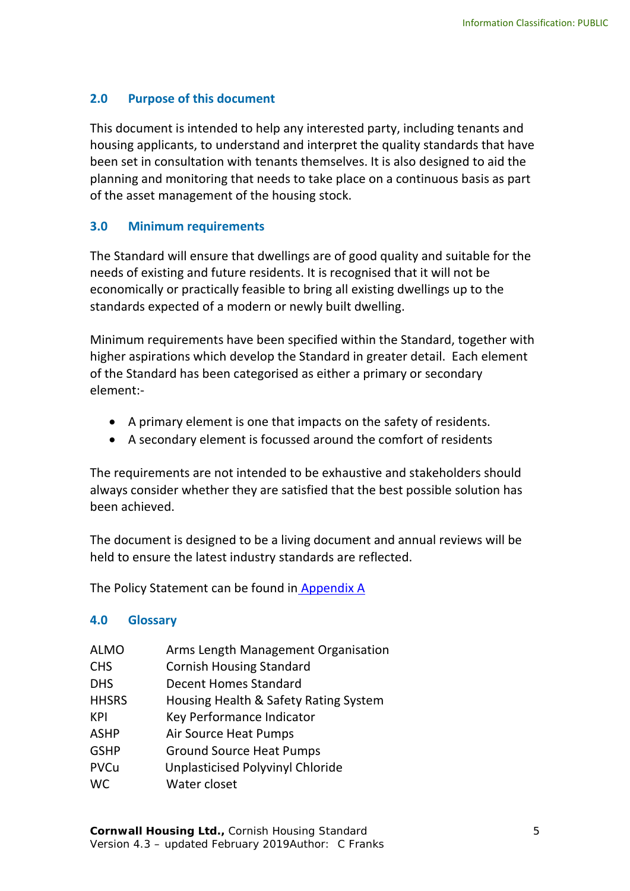## 2.0 Purpose of this document

This document is intended to help any interested party, including tenants and housing applicants, to understand and interpret the quality standards that have been set in consultation with tenants themselves. It is also designed to aid the planning and monitoring that needs to take place on a continuous basis as part of the asset management of the housing stock.

## 3.0 Minimum requirements

The Standard will ensure that dwellings are of good quality and suitable for the needs of existing and future residents. It is recognised that it will not be economically or practically feasible to bring all existing dwellings up to the standards expected of a modern or newly built dwelling.

Minimum requirements have been specified within the Standard, together with higher aspirations which develop the Standard in greater detail. Each element of the Standard has been categorised as either a primary or secondary element:-

- A primary element is one that impacts on the safety of residents.
- A secondary element is focussed around the comfort of residents

The requirements are not intended to be exhaustive and stakeholders should always consider whether they are satisfied that the best possible solution has been achieved.

The document is designed to be a living document and annual reviews will be held to ensure the latest industry standards are reflected.

The Policy Statement can be found in Appendix A

## 4.0 Glossary

| | |
|---|---|
| ALMO | Arms Length Management Organisation |
| CHS | Cornish Housing Standard |
| DHS | Decent Homes Standard |
| HHSRS | Housing Health & Safety Rating System |
| KPI | Key Performance Indicator |
| ASHP | Air Source Heat Pumps |
| GSHP | Ground Source Heat Pumps |
| PVCu | Unplasticised Polyvinyl Chloride |
| WC | Water closet |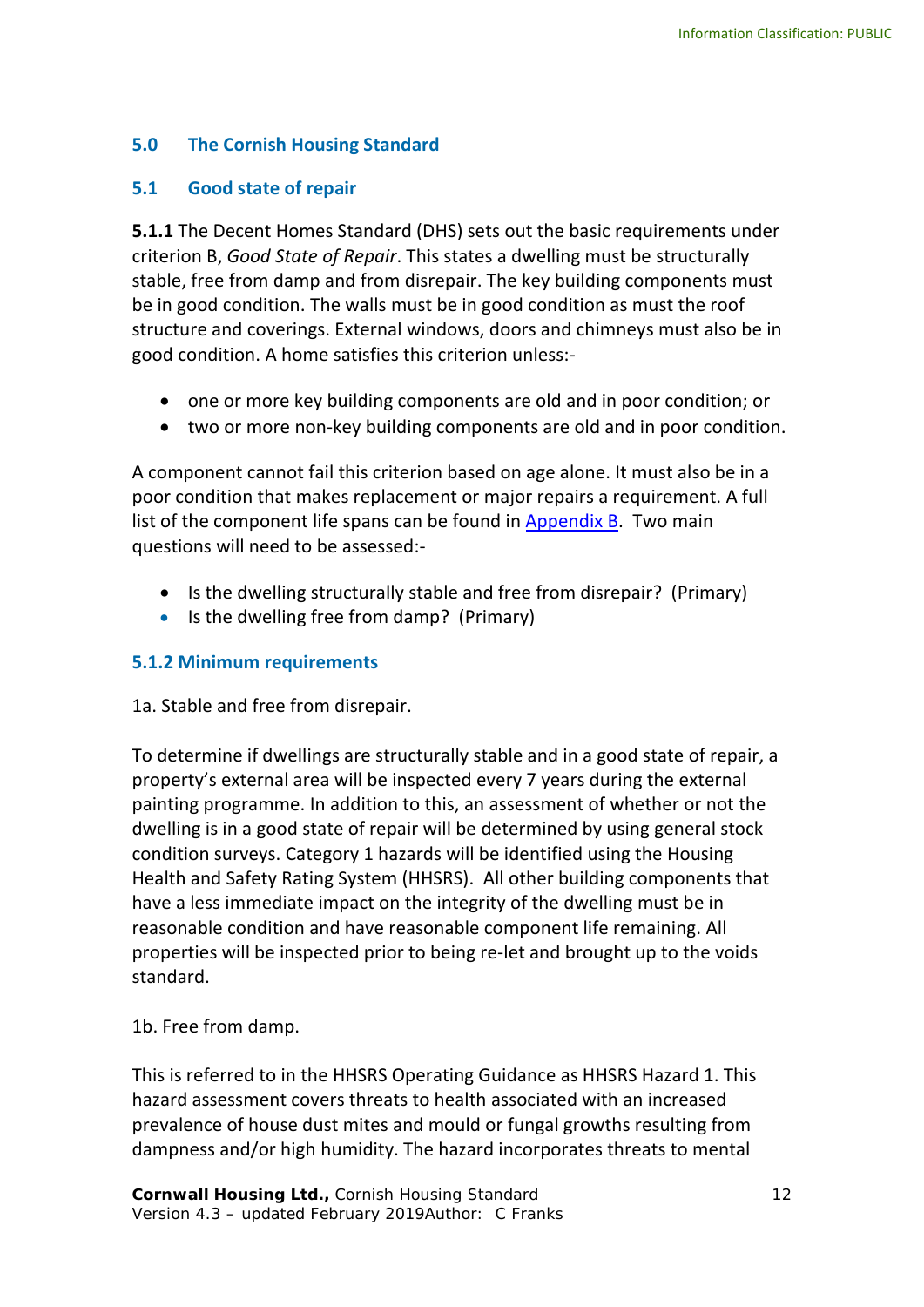## 5.0 The Cornish Housing Standard

### 5.1 Good state of repair

**5.1.1** The Decent Homes Standard (DHS) sets out the basic requirements under criterion B, *Good State of Repair*. This states a dwelling must be structurally stable, free from damp and from disrepair. The key building components must be in good condition. The walls must be in good condition as must the roof structure and coverings. External windows, doors and chimneys must also be in good condition. A home satisfies this criterion unless:-

- one or more key building components are old and in poor condition; or
- two or more non-key building components are old and in poor condition.

A component cannot fail this criterion based on age alone. It must also be in a poor condition that makes replacement or major repairs a requirement. A full list of the component life spans can be found in Appendix B. Two main questions will need to be assessed:-

- Is the dwelling structurally stable and free from disrepair? (Primary)
- Is the dwelling free from damp? (Primary)

#### 5.1.2 Minimum requirements

1a. Stable and free from disrepair.

To determine if dwellings are structurally stable and in a good state of repair, a property's external area will be inspected every 7 years during the external painting programme. In addition to this, an assessment of whether or not the dwelling is in a good state of repair will be determined by using general stock condition surveys. Category 1 hazards will be identified using the Housing Health and Safety Rating System (HHSRS). All other building components that have a less immediate impact on the integrity of the dwelling must be in reasonable condition and have reasonable component life remaining. All properties will be inspected prior to being re-let and brought up to the voids standard.

1b. Free from damp.

This is referred to in the HHSRS Operating Guidance as HHSRS Hazard 1. This hazard assessment covers threats to health associated with an increased prevalence of house dust mites and mould or fungal growths resulting from dampness and/or high humidity. The hazard incorporates threats to mental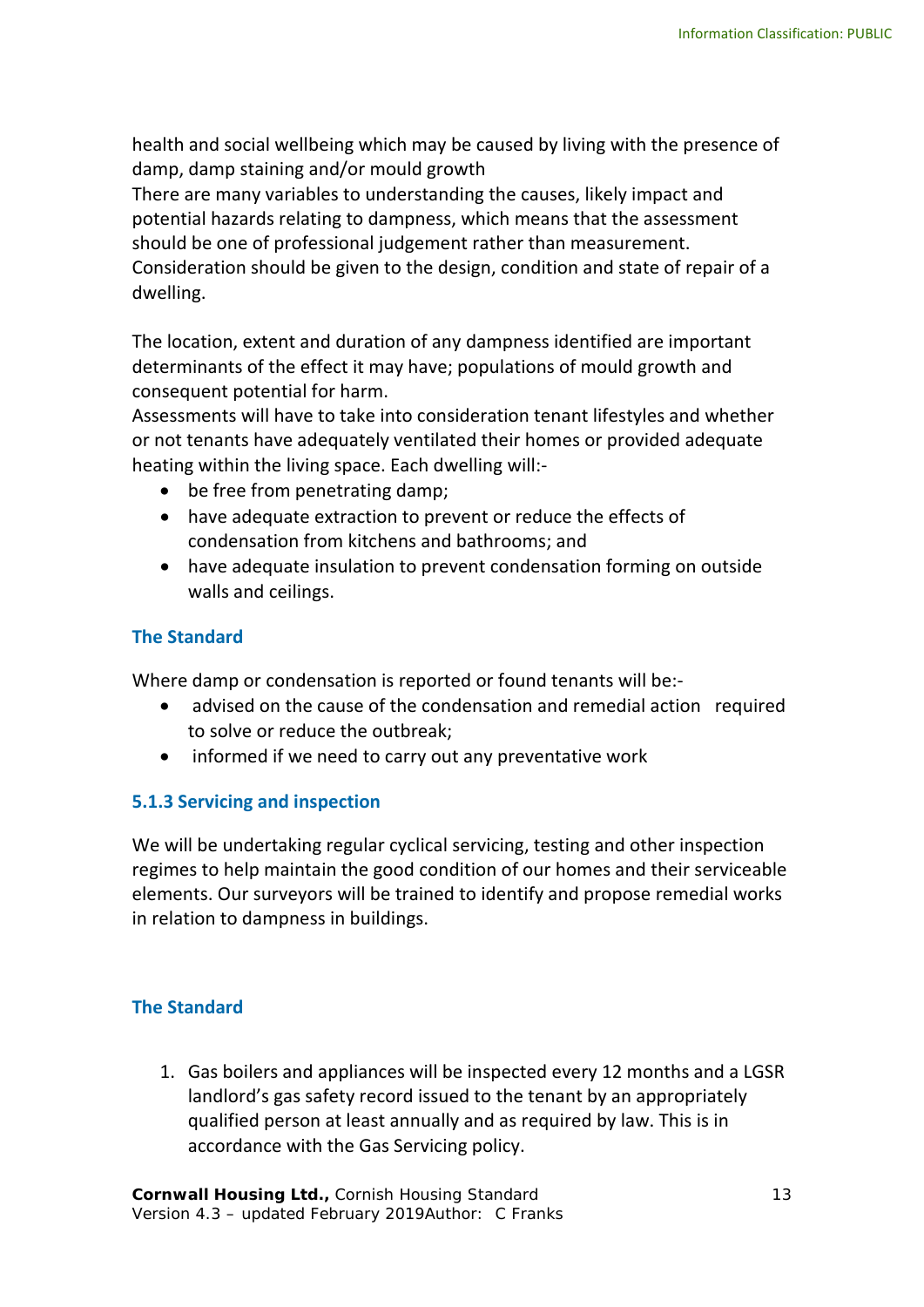health and social wellbeing which may be caused by living with the presence of damp, damp staining and/or mould growth
There are many variables to understanding the causes, likely impact and potential hazards relating to dampness, which means that the assessment should be one of professional judgement rather than measurement. Consideration should be given to the design, condition and state of repair of a dwelling.

The location, extent and duration of any dampness identified are important determinants of the effect it may have; populations of mould growth and consequent potential for harm.
Assessments will have to take into consideration tenant lifestyles and whether or not tenants have adequately ventilated their homes or provided adequate heating within the living space. Each dwelling will:-

- be free from penetrating damp;
- have adequate extraction to prevent or reduce the effects of condensation from kitchens and bathrooms; and
- have adequate insulation to prevent condensation forming on outside walls and ceilings.

### The Standard

Where damp or condensation is reported or found tenants will be:-

- advised on the cause of the condensation and remedial action required to solve or reduce the outbreak;
- informed if we need to carry out any preventative work

### 5.1.3 Servicing and inspection

We will be undertaking regular cyclical servicing, testing and other inspection regimes to help maintain the good condition of our homes and their serviceable elements. Our surveyors will be trained to identify and propose remedial works in relation to dampness in buildings.

### The Standard

1. Gas boilers and appliances will be inspected every 12 months and a LGSR landlord's gas safety record issued to the tenant by an appropriately qualified person at least annually and as required by law. This is in accordance with the Gas Servicing policy.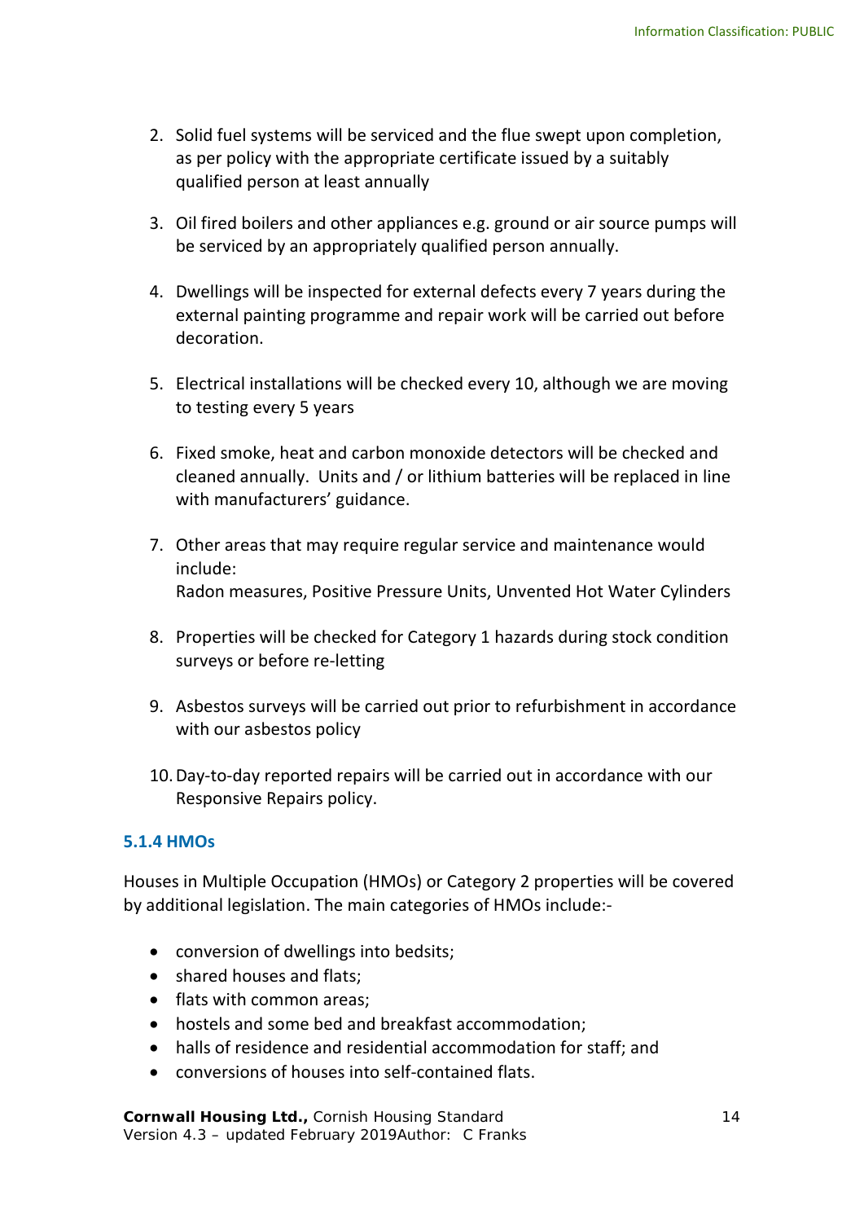2. Solid fuel systems will be serviced and the flue swept upon completion, as per policy with the appropriate certificate issued by a suitably qualified person at least annually

3. Oil fired boilers and other appliances e.g. ground or air source pumps will be serviced by an appropriately qualified person annually.

4. Dwellings will be inspected for external defects every 7 years during the external painting programme and repair work will be carried out before decoration.

5. Electrical installations will be checked every 10, although we are moving to testing every 5 years

6. Fixed smoke, heat and carbon monoxide detectors will be checked and cleaned annually. Units and / or lithium batteries will be replaced in line with manufacturers' guidance.

7. Other areas that may require regular service and maintenance would include:
   Radon measures, Positive Pressure Units, Unvented Hot Water Cylinders

8. Properties will be checked for Category 1 hazards during stock condition surveys or before re-letting

9. Asbestos surveys will be carried out prior to refurbishment in accordance with our asbestos policy

10. Day-to-day reported repairs will be carried out in accordance with our Responsive Repairs policy.

#### 5.1.4 HMOs

Houses in Multiple Occupation (HMOs) or Category 2 properties will be covered by additional legislation. The main categories of HMOs include:-

- conversion of dwellings into bedsits;
- shared houses and flats;
- flats with common areas;
- hostels and some bed and breakfast accommodation;
- halls of residence and residential accommodation for staff; and
- conversions of houses into self-contained flats.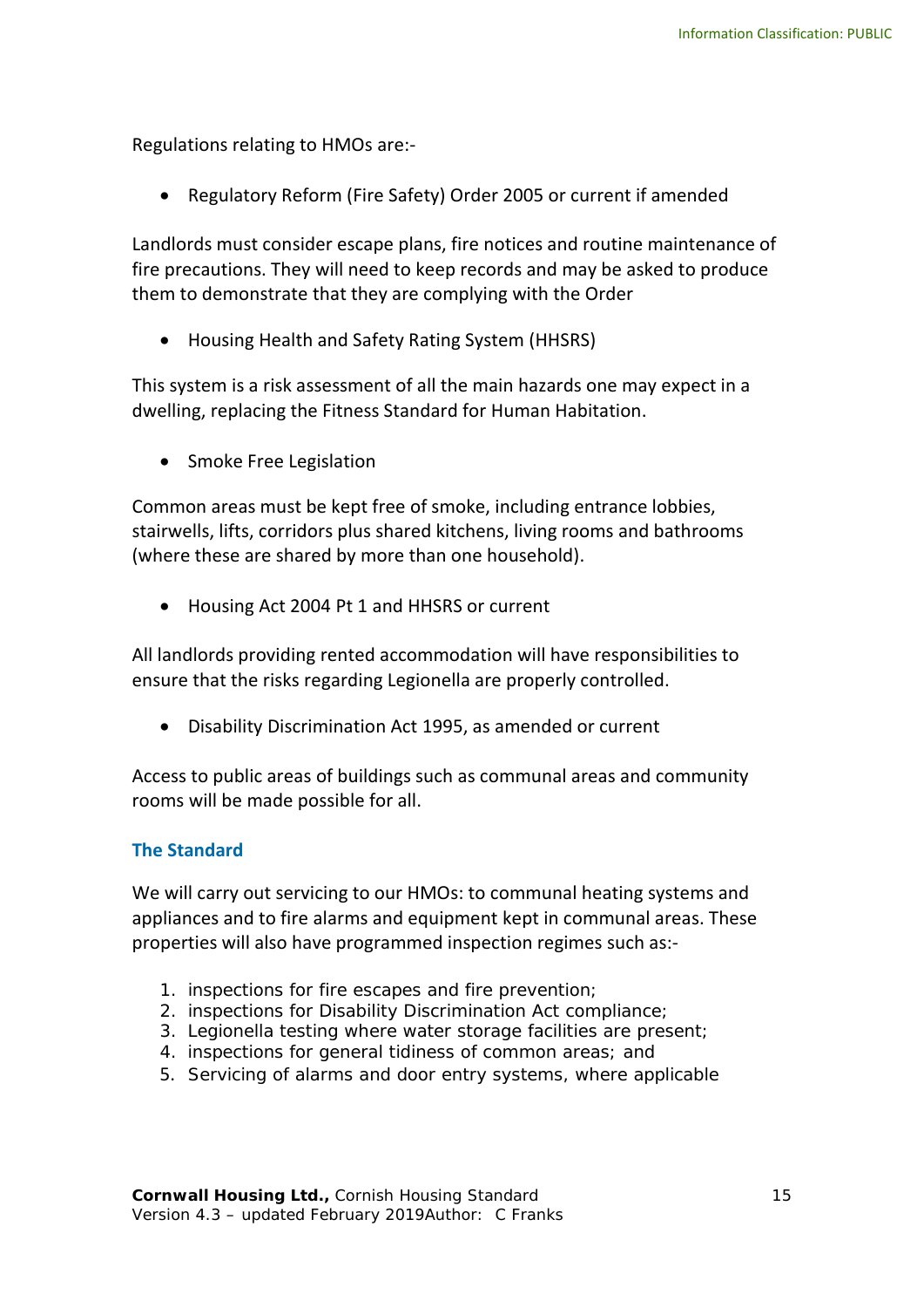Regulations relating to HMOs are:-

- Regulatory Reform (Fire Safety) Order 2005 or current if amended

Landlords must consider escape plans, fire notices and routine maintenance of fire precautions. They will need to keep records and may be asked to produce them to demonstrate that they are complying with the Order

- Housing Health and Safety Rating System (HHSRS)

This system is a risk assessment of all the main hazards one may expect in a dwelling, replacing the Fitness Standard for Human Habitation.

- Smoke Free Legislation

Common areas must be kept free of smoke, including entrance lobbies, stairwells, lifts, corridors plus shared kitchens, living rooms and bathrooms (where these are shared by more than one household).

- Housing Act 2004 Pt 1 and HHSRS or current

All landlords providing rented accommodation will have responsibilities to ensure that the risks regarding Legionella are properly controlled.

- Disability Discrimination Act 1995, as amended or current

Access to public areas of buildings such as communal areas and community rooms will be made possible for all.

### The Standard

We will carry out servicing to our HMOs: to communal heating systems and appliances and to fire alarms and equipment kept in communal areas. These properties will also have programmed inspection regimes such as:-

1. inspections for fire escapes and fire prevention;
2. inspections for Disability Discrimination Act compliance;
3. Legionella testing where water storage facilities are present;
4. inspections for general tidiness of common areas; and
5. Servicing of alarms and door entry systems, where applicable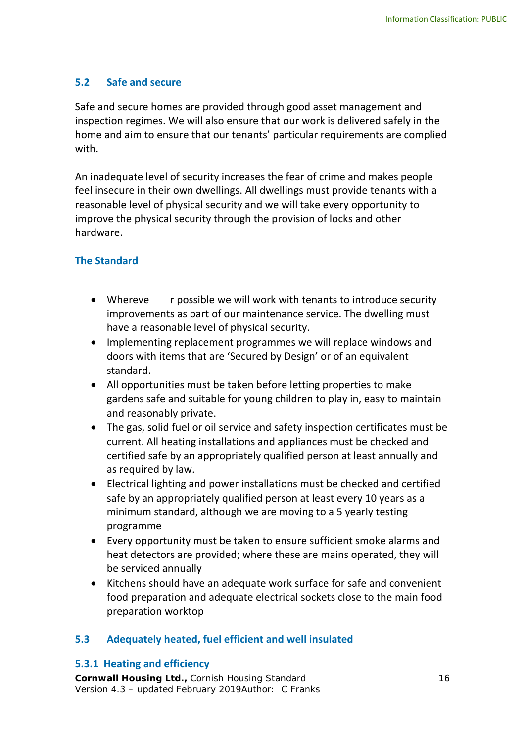## 5.2 Safe and secure

Safe and secure homes are provided through good asset management and inspection regimes. We will also ensure that our work is delivered safely in the home and aim to ensure that our tenants' particular requirements are complied with.

An inadequate level of security increases the fear of crime and makes people feel insecure in their own dwellings. All dwellings must provide tenants with a reasonable level of physical security and we will take every opportunity to improve the physical security through the provision of locks and other hardware.

### The Standard

- Wherever possible we will work with tenants to introduce security improvements as part of our maintenance service. The dwelling must have a reasonable level of physical security.
- Implementing replacement programmes we will replace windows and doors with items that are 'Secured by Design' or of an equivalent standard.
- All opportunities must be taken before letting properties to make gardens safe and suitable for young children to play in, easy to maintain and reasonably private.
- The gas, solid fuel or oil service and safety inspection certificates must be current. All heating installations and appliances must be checked and certified safe by an appropriately qualified person at least annually and as required by law.
- Electrical lighting and power installations must be checked and certified safe by an appropriately qualified person at least every 10 years as a minimum standard, although we are moving to a 5 yearly testing programme
- Every opportunity must be taken to ensure sufficient smoke alarms and heat detectors are provided; where these are mains operated, they will be serviced annually
- Kitchens should have an adequate work surface for safe and convenient food preparation and adequate electrical sockets close to the main food preparation worktop

## 5.3 Adequately heated, fuel efficient and well insulated

### 5.3.1 Heating and efficiency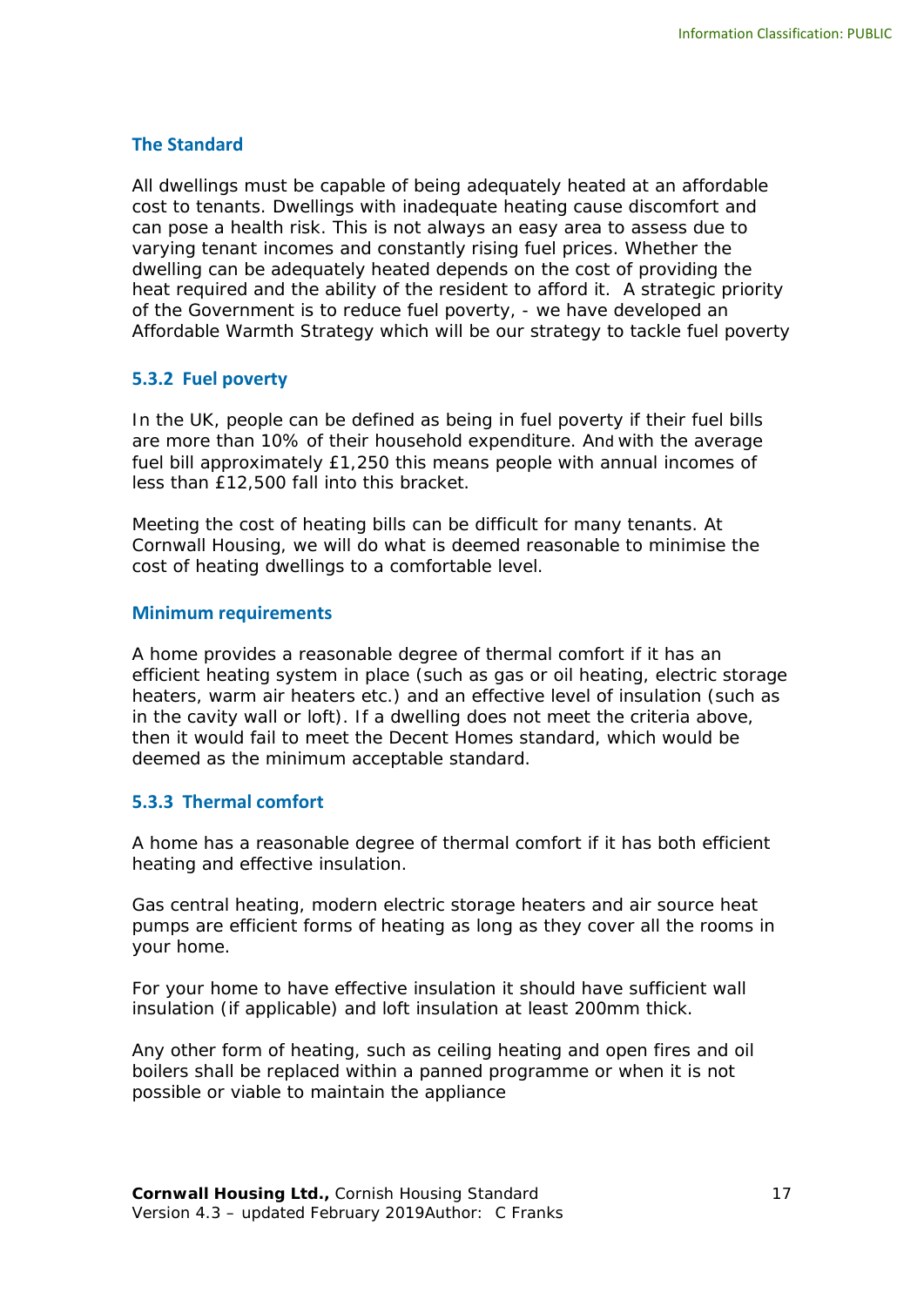### The Standard

All dwellings must be capable of being adequately heated at an affordable cost to tenants. Dwellings with inadequate heating cause discomfort and can pose a health risk. This is not always an easy area to assess due to varying tenant incomes and constantly rising fuel prices. Whether the dwelling can be adequately heated depends on the cost of providing the heat required and the ability of the resident to afford it. A strategic priority of the Government is to reduce fuel poverty, - we have developed an Affordable Warmth Strategy which will be our strategy to tackle fuel poverty

### 5.3.2 Fuel poverty

In the UK, people can be defined as being in fuel poverty if their fuel bills are more than 10% of their household expenditure. And with the average fuel bill approximately £1,250 this means people with annual incomes of less than £12,500 fall into this bracket.

Meeting the cost of heating bills can be difficult for many tenants. At Cornwall Housing, we will do what is deemed reasonable to minimise the cost of heating dwellings to a comfortable level.

### Minimum requirements

A home provides a reasonable degree of thermal comfort if it has an efficient heating system in place (such as gas or oil heating, electric storage heaters, warm air heaters etc.) and an effective level of insulation (such as in the cavity wall or loft). If a dwelling does not meet the criteria above, then it would fail to meet the Decent Homes standard, which would be deemed as the minimum acceptable standard.

### 5.3.3 Thermal comfort

A home has a reasonable degree of thermal comfort if it has both efficient heating and effective insulation.

Gas central heating, modern electric storage heaters and air source heat pumps are efficient forms of heating as long as they cover all the rooms in your home.

For your home to have effective insulation it should have sufficient wall insulation (if applicable) and loft insulation at least 200mm thick.

Any other form of heating, such as ceiling heating and open fires and oil boilers shall be replaced within a panned programme or when it is not possible or viable to maintain the appliance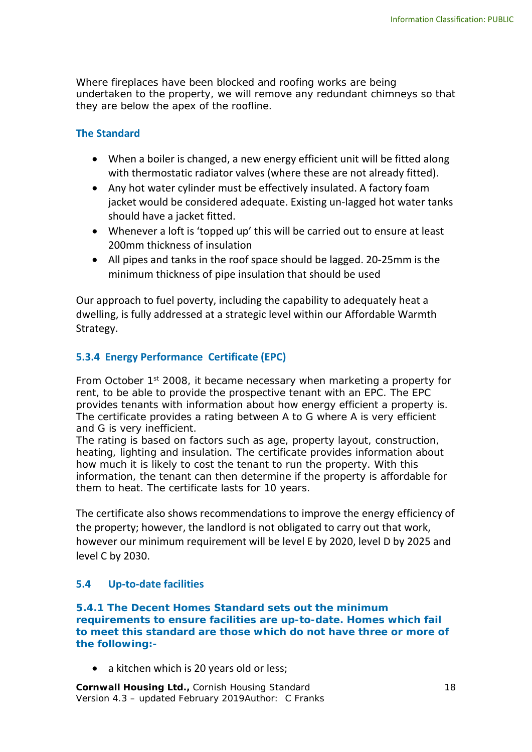Where fireplaces have been blocked and roofing works are being undertaken to the property, we will remove any redundant chimneys so that they are below the apex of the roofline.

### The Standard

- When a boiler is changed, a new energy efficient unit will be fitted along with thermostatic radiator valves (where these are not already fitted).
- Any hot water cylinder must be effectively insulated. A factory foam jacket would be considered adequate. Existing un-lagged hot water tanks should have a jacket fitted.
- Whenever a loft is 'topped up' this will be carried out to ensure at least 200mm thickness of insulation
- All pipes and tanks in the roof space should be lagged. 20-25mm is the minimum thickness of pipe insulation that should be used

Our approach to fuel poverty, including the capability to adequately heat a dwelling, is fully addressed at a strategic level within our Affordable Warmth Strategy.

### 5.3.4 Energy Performance Certificate (EPC)

From October 1st 2008, it became necessary when marketing a property for rent, to be able to provide the prospective tenant with an EPC. The EPC provides tenants with information about how energy efficient a property is. The certificate provides a rating between A to G where A is very efficient and G is very inefficient.
The rating is based on factors such as age, property layout, construction, heating, lighting and insulation. The certificate provides information about how much it is likely to cost the tenant to run the property. With this information, the tenant can then determine if the property is affordable for them to heat. The certificate lasts for 10 years.

The certificate also shows recommendations to improve the energy efficiency of the property; however, the landlord is not obligated to carry out that work, however our minimum requirement will be level E by 2020, level D by 2025 and level C by 2030.

## 5.4 Up-to-date facilities

### 5.4.1 The Decent Homes Standard sets out the minimum requirements to ensure facilities are up-to-date. Homes which fail to meet this standard are those which do not have three or more of the following:-

- a kitchen which is 20 years old or less;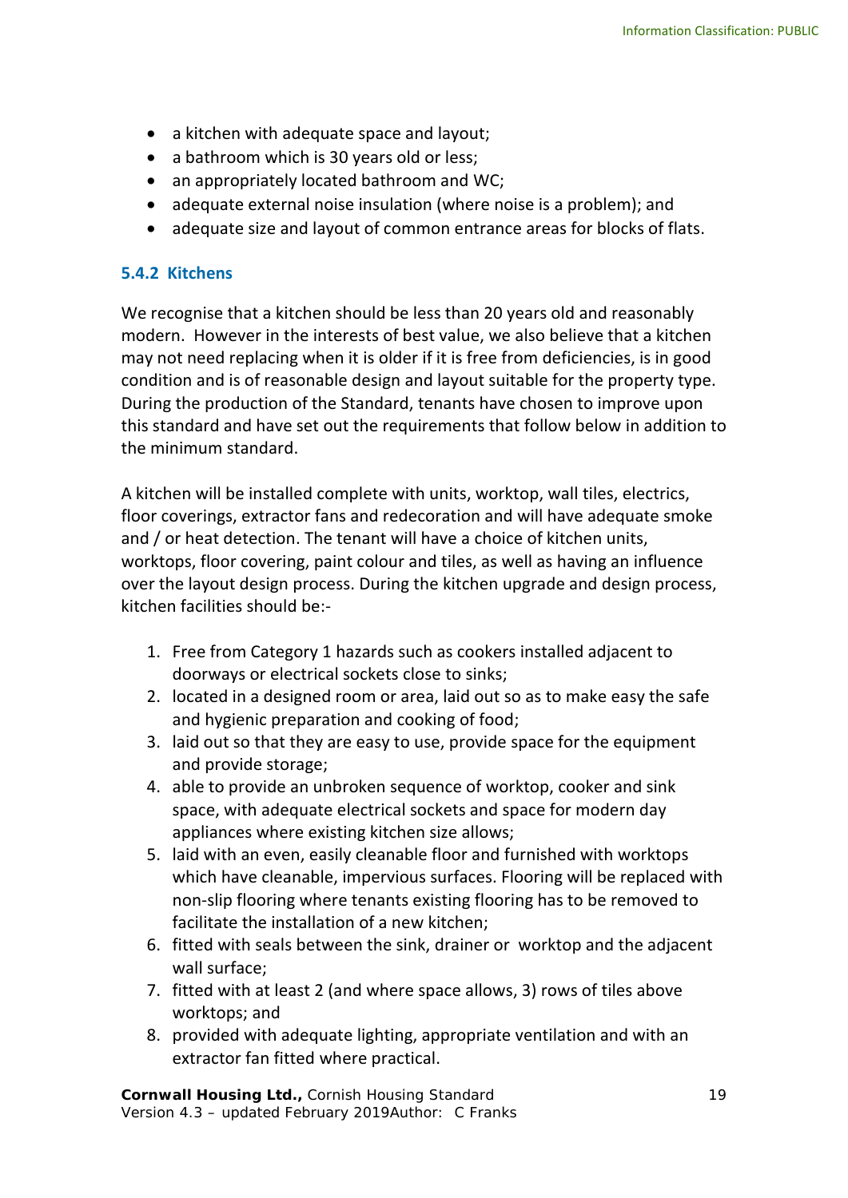- a kitchen with adequate space and layout;
- a bathroom which is 30 years old or less;
- an appropriately located bathroom and WC;
- adequate external noise insulation (where noise is a problem); and
- adequate size and layout of common entrance areas for blocks of flats.

### 5.4.2 Kitchens

We recognise that a kitchen should be less than 20 years old and reasonably modern. However in the interests of best value, we also believe that a kitchen may not need replacing when it is older if it is free from deficiencies, is in good condition and is of reasonable design and layout suitable for the property type. During the production of the Standard, tenants have chosen to improve upon this standard and have set out the requirements that follow below in addition to the minimum standard.

A kitchen will be installed complete with units, worktop, wall tiles, electrics, floor coverings, extractor fans and redecoration and will have adequate smoke and / or heat detection. The tenant will have a choice of kitchen units, worktops, floor covering, paint colour and tiles, as well as having an influence over the layout design process. During the kitchen upgrade and design process, kitchen facilities should be:-

1. Free from Category 1 hazards such as cookers installed adjacent to doorways or electrical sockets close to sinks;
2. located in a designed room or area, laid out so as to make easy the safe and hygienic preparation and cooking of food;
3. laid out so that they are easy to use, provide space for the equipment and provide storage;
4. able to provide an unbroken sequence of worktop, cooker and sink space, with adequate electrical sockets and space for modern day appliances where existing kitchen size allows;
5. laid with an even, easily cleanable floor and furnished with worktops which have cleanable, impervious surfaces. Flooring will be replaced with non-slip flooring where tenants existing flooring has to be removed to facilitate the installation of a new kitchen;
6. fitted with seals between the sink, drainer or worktop and the adjacent wall surface;
7. fitted with at least 2 (and where space allows, 3) rows of tiles above worktops; and
8. provided with adequate lighting, appropriate ventilation and with an extractor fan fitted where practical.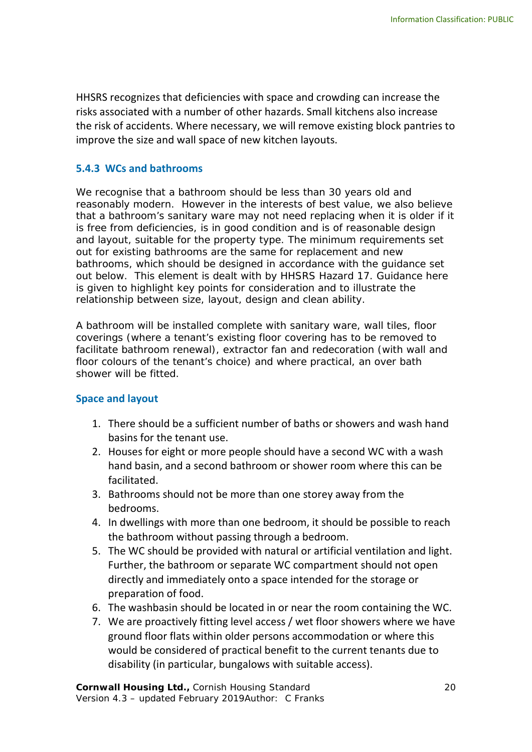HHSRS recognizes that deficiencies with space and crowding can increase the risks associated with a number of other hazards. Small kitchens also increase the risk of accidents. Where necessary, we will remove existing block pantries to improve the size and wall space of new kitchen layouts.

### 5.4.3 WCs and bathrooms

We recognise that a bathroom should be less than 30 years old and reasonably modern. However in the interests of best value, we also believe that a bathroom's sanitary ware may not need replacing when it is older if it is free from deficiencies, is in good condition and is of reasonable design and layout, suitable for the property type. The minimum requirements set out for existing bathrooms are the same for replacement and new bathrooms, which should be designed in accordance with the guidance set out below. This element is dealt with by HHSRS Hazard 17. Guidance here is given to highlight key points for consideration and to illustrate the relationship between size, layout, design and clean ability.

A bathroom will be installed complete with sanitary ware, wall tiles, floor coverings (where a tenant's existing floor covering has to be removed to facilitate bathroom renewal), extractor fan and redecoration (with wall and floor colours of the tenant's choice) and where practical, an over bath shower will be fitted.

#### Space and layout

1. There should be a sufficient number of baths or showers and wash hand basins for the tenant use.
2. Houses for eight or more people should have a second WC with a wash hand basin, and a second bathroom or shower room where this can be facilitated.
3. Bathrooms should not be more than one storey away from the bedrooms.
4. In dwellings with more than one bedroom, it should be possible to reach the bathroom without passing through a bedroom.
5. The WC should be provided with natural or artificial ventilation and light. Further, the bathroom or separate WC compartment should not open directly and immediately onto a space intended for the storage or preparation of food.
6. The washbasin should be located in or near the room containing the WC.
7. We are proactively fitting level access / wet floor showers where we have ground floor flats within older persons accommodation or where this would be considered of practical benefit to the current tenants due to disability (in particular, bungalows with suitable access).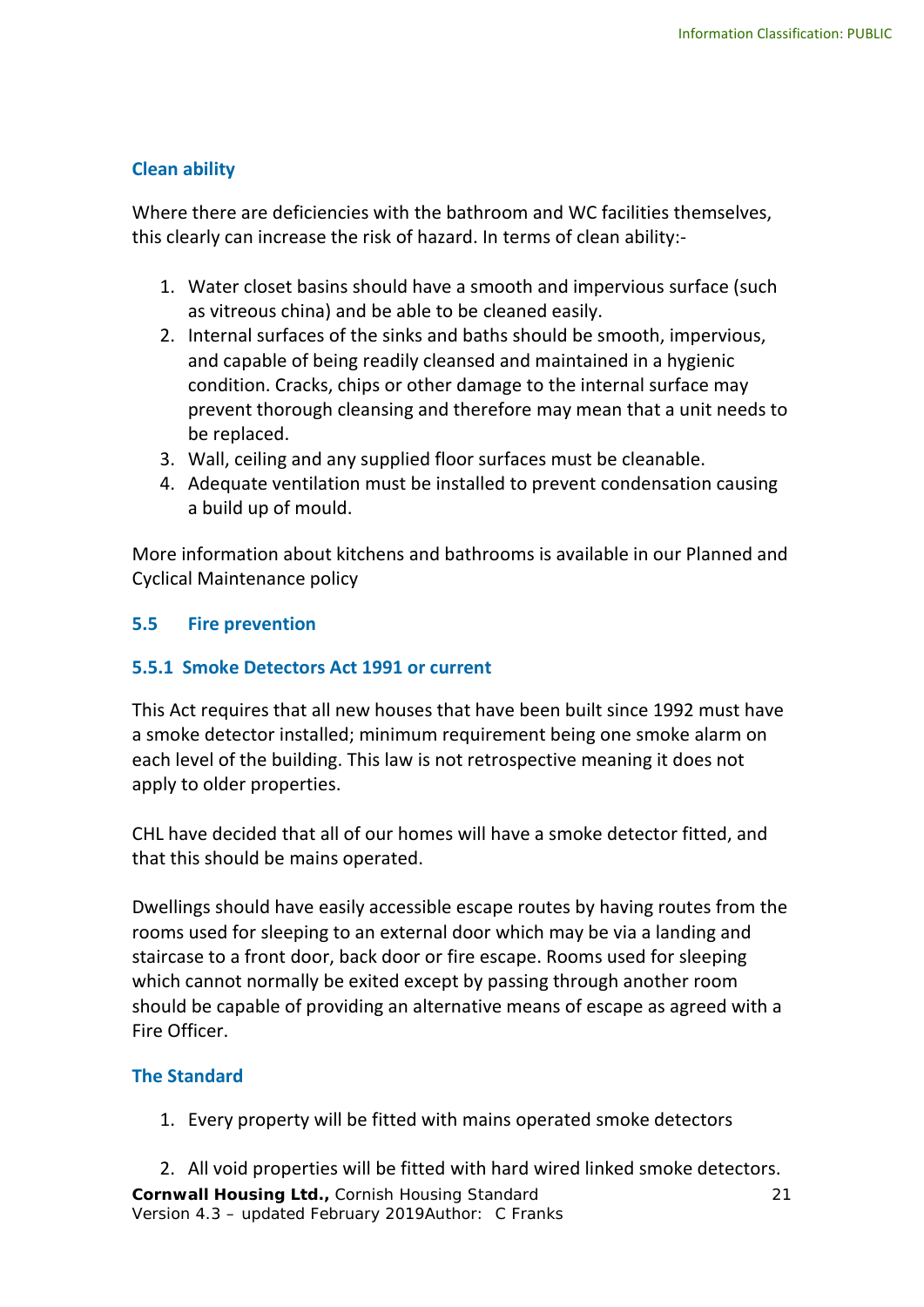### Clean ability

Where there are deficiencies with the bathroom and WC facilities themselves, this clearly can increase the risk of hazard. In terms of clean ability:-

1. Water closet basins should have a smooth and impervious surface (such as vitreous china) and be able to be cleaned easily.
2. Internal surfaces of the sinks and baths should be smooth, impervious, and capable of being readily cleansed and maintained in a hygienic condition. Cracks, chips or other damage to the internal surface may prevent thorough cleansing and therefore may mean that a unit needs to be replaced.
3. Wall, ceiling and any supplied floor surfaces must be cleanable.
4. Adequate ventilation must be installed to prevent condensation causing a build up of mould.

More information about kitchens and bathrooms is available in our Planned and Cyclical Maintenance policy

## 5.5 Fire prevention

### 5.5.1 Smoke Detectors Act 1991 or current

This Act requires that all new houses that have been built since 1992 must have a smoke detector installed; minimum requirement being one smoke alarm on each level of the building. This law is not retrospective meaning it does not apply to older properties.

CHL have decided that all of our homes will have a smoke detector fitted, and that this should be mains operated.

Dwellings should have easily accessible escape routes by having routes from the rooms used for sleeping to an external door which may be via a landing and staircase to a front door, back door or fire escape. Rooms used for sleeping which cannot normally be exited except by passing through another room should be capable of providing an alternative means of escape as agreed with a Fire Officer.

### The Standard

1. Every property will be fitted with mains operated smoke detectors
2. All void properties will be fitted with hard wired linked smoke detectors.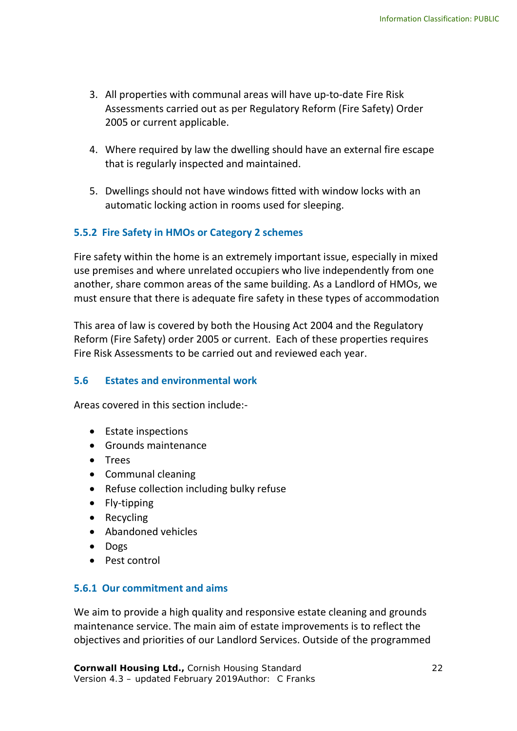3. All properties with communal areas will have up-to-date Fire Risk Assessments carried out as per Regulatory Reform (Fire Safety) Order 2005 or current applicable.

4. Where required by law the dwelling should have an external fire escape that is regularly inspected and maintained.

5. Dwellings should not have windows fitted with window locks with an automatic locking action in rooms used for sleeping.

### 5.5.2 Fire Safety in HMOs or Category 2 schemes

Fire safety within the home is an extremely important issue, especially in mixed use premises and where unrelated occupiers who live independently from one another, share common areas of the same building. As a Landlord of HMOs, we must ensure that there is adequate fire safety in these types of accommodation

This area of law is covered by both the Housing Act 2004 and the Regulatory Reform (Fire Safety) order 2005 or current. Each of these properties requires Fire Risk Assessments to be carried out and reviewed each year.

## 5.6 Estates and environmental work

Areas covered in this section include:-

- Estate inspections
- Grounds maintenance
- Trees
- Communal cleaning
- Refuse collection including bulky refuse
- Fly-tipping
- Recycling
- Abandoned vehicles
- Dogs
- Pest control

### 5.6.1 Our commitment and aims

We aim to provide a high quality and responsive estate cleaning and grounds maintenance service. The main aim of estate improvements is to reflect the objectives and priorities of our Landlord Services. Outside of the programmed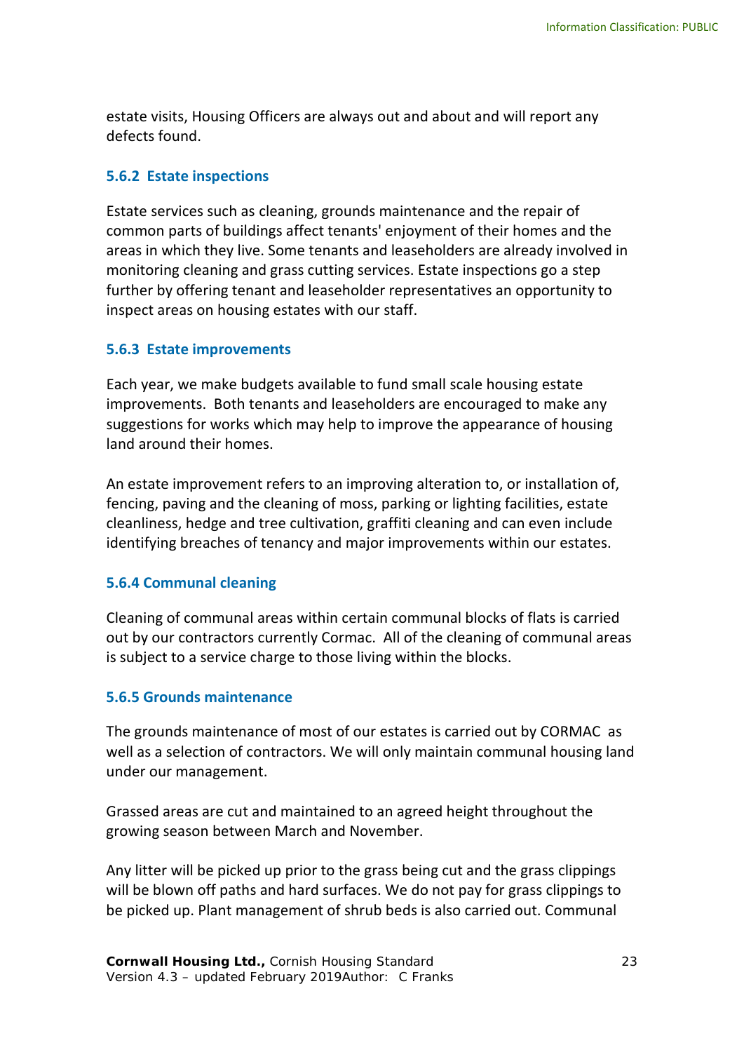estate visits, Housing Officers are always out and about and will report any defects found.

### 5.6.2 Estate inspections

Estate services such as cleaning, grounds maintenance and the repair of common parts of buildings affect tenants' enjoyment of their homes and the areas in which they live. Some tenants and leaseholders are already involved in monitoring cleaning and grass cutting services. Estate inspections go a step further by offering tenant and leaseholder representatives an opportunity to inspect areas on housing estates with our staff.

### 5.6.3 Estate improvements

Each year, we make budgets available to fund small scale housing estate improvements. Both tenants and leaseholders are encouraged to make any suggestions for works which may help to improve the appearance of housing land around their homes.

An estate improvement refers to an improving alteration to, or installation of, fencing, paving and the cleaning of moss, parking or lighting facilities, estate cleanliness, hedge and tree cultivation, graffiti cleaning and can even include identifying breaches of tenancy and major improvements within our estates.

### 5.6.4 Communal cleaning

Cleaning of communal areas within certain communal blocks of flats is carried out by our contractors currently Cormac. All of the cleaning of communal areas is subject to a service charge to those living within the blocks.

### 5.6.5 Grounds maintenance

The grounds maintenance of most of our estates is carried out by CORMAC as well as a selection of contractors. We will only maintain communal housing land under our management.

Grassed areas are cut and maintained to an agreed height throughout the growing season between March and November.

Any litter will be picked up prior to the grass being cut and the grass clippings will be blown off paths and hard surfaces. We do not pay for grass clippings to be picked up. Plant management of shrub beds is also carried out. Communal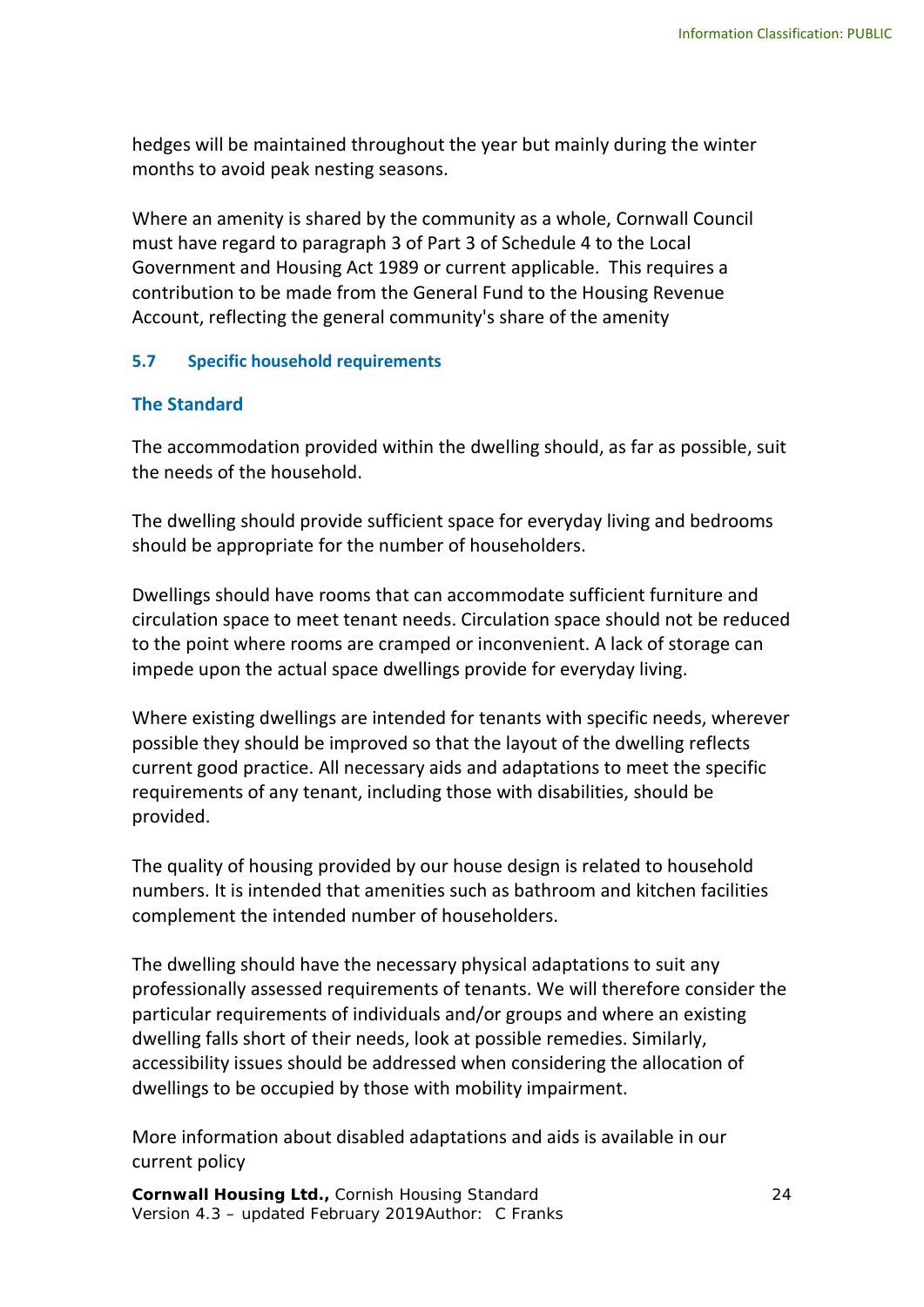hedges will be maintained throughout the year but mainly during the winter months to avoid peak nesting seasons.

Where an amenity is shared by the community as a whole, Cornwall Council must have regard to paragraph 3 of Part 3 of Schedule 4 to the Local Government and Housing Act 1989 or current applicable. This requires a contribution to be made from the General Fund to the Housing Revenue Account, reflecting the general community's share of the amenity

### 5.7 Specific household requirements

#### The Standard

The accommodation provided within the dwelling should, as far as possible, suit the needs of the household.

The dwelling should provide sufficient space for everyday living and bedrooms should be appropriate for the number of householders.

Dwellings should have rooms that can accommodate sufficient furniture and circulation space to meet tenant needs. Circulation space should not be reduced to the point where rooms are cramped or inconvenient. A lack of storage can impede upon the actual space dwellings provide for everyday living.

Where existing dwellings are intended for tenants with specific needs, wherever possible they should be improved so that the layout of the dwelling reflects current good practice. All necessary aids and adaptations to meet the specific requirements of any tenant, including those with disabilities, should be provided.

The quality of housing provided by our house design is related to household numbers. It is intended that amenities such as bathroom and kitchen facilities complement the intended number of householders.

The dwelling should have the necessary physical adaptations to suit any professionally assessed requirements of tenants. We will therefore consider the particular requirements of individuals and/or groups and where an existing dwelling falls short of their needs, look at possible remedies. Similarly, accessibility issues should be addressed when considering the allocation of dwellings to be occupied by those with mobility impairment.

More information about disabled adaptations and aids is available in our current policy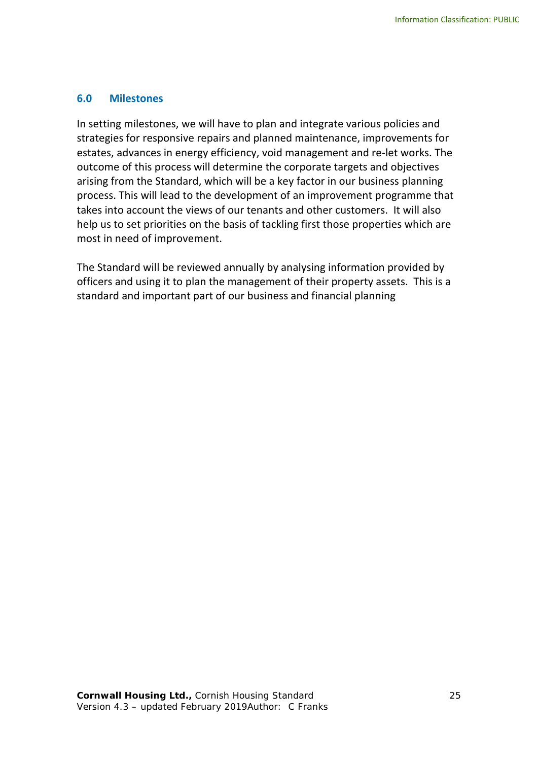## 6.0 Milestones

In setting milestones, we will have to plan and integrate various policies and strategies for responsive repairs and planned maintenance, improvements for estates, advances in energy efficiency, void management and re-let works. The outcome of this process will determine the corporate targets and objectives arising from the Standard, which will be a key factor in our business planning process. This will lead to the development of an improvement programme that takes into account the views of our tenants and other customers. It will also help us to set priorities on the basis of tackling first those properties which are most in need of improvement.

The Standard will be reviewed annually by analysing information provided by officers and using it to plan the management of their property assets. This is a standard and important part of our business and financial planning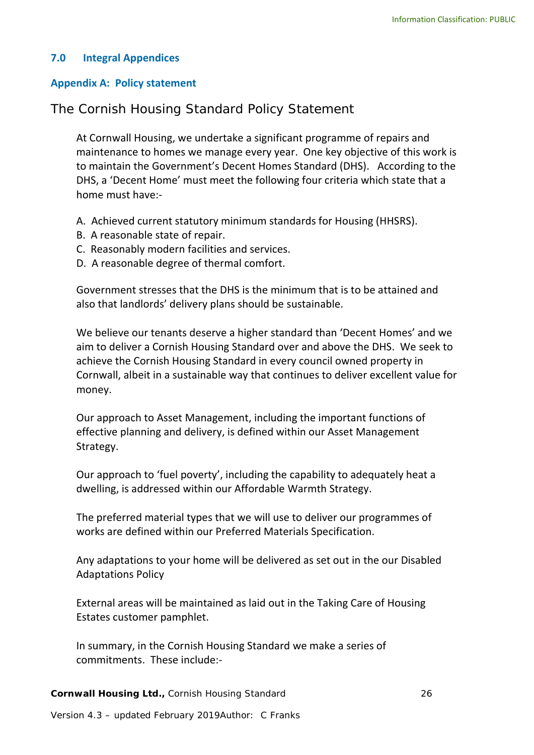## 7.0 Integral Appendices

### Appendix A: Policy statement

# The Cornish Housing Standard Policy Statement

At Cornwall Housing, we undertake a significant programme of repairs and maintenance to homes we manage every year. One key objective of this work is to maintain the Government's Decent Homes Standard (DHS). According to the DHS, a 'Decent Home' must meet the following four criteria which state that a home must have:-

A. Achieved current statutory minimum standards for Housing (HHSRS).
B. A reasonable state of repair.
C. Reasonably modern facilities and services.
D. A reasonable degree of thermal comfort.

Government stresses that the DHS is the minimum that is to be attained and also that landlords' delivery plans should be sustainable.

We believe our tenants deserve a higher standard than 'Decent Homes' and we aim to deliver a Cornish Housing Standard over and above the DHS. We seek to achieve the Cornish Housing Standard in every council owned property in Cornwall, albeit in a sustainable way that continues to deliver excellent value for money.

Our approach to Asset Management, including the important functions of effective planning and delivery, is defined within our Asset Management Strategy.

Our approach to 'fuel poverty', including the capability to adequately heat a dwelling, is addressed within our Affordable Warmth Strategy.

The preferred material types that we will use to deliver our programmes of works are defined within our Preferred Materials Specification.

Any adaptations to your home will be delivered as set out in the our Disabled Adaptations Policy

External areas will be maintained as laid out in the Taking Care of Housing Estates customer pamphlet.

In summary, in the Cornish Housing Standard we make a series of commitments. These include:-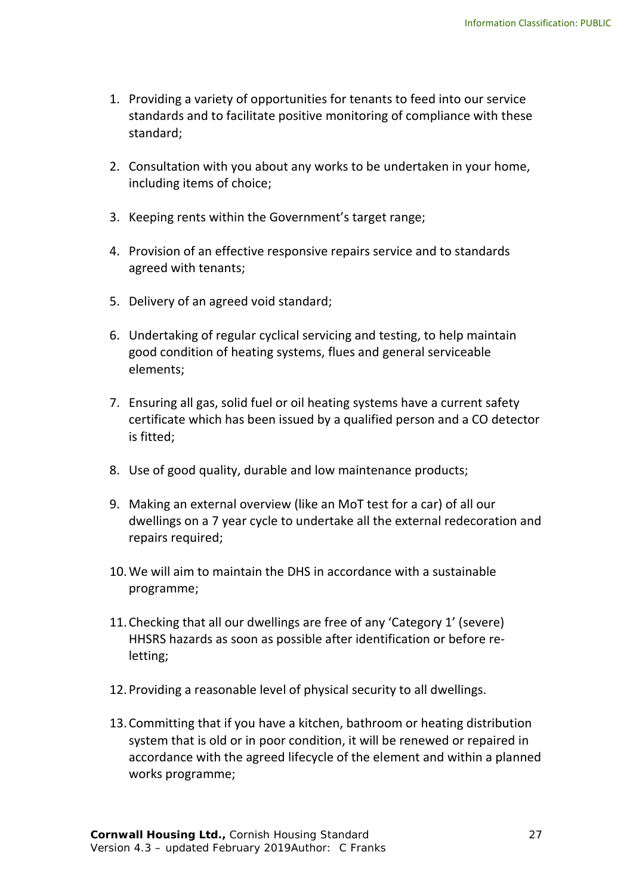1. Providing a variety of opportunities for tenants to feed into our service standards and to facilitate positive monitoring of compliance with these standard;

2. Consultation with you about any works to be undertaken in your home, including items of choice;

3. Keeping rents within the Government's target range;

4. Provision of an effective responsive repairs service and to standards agreed with tenants;

5. Delivery of an agreed void standard;

6. Undertaking of regular cyclical servicing and testing, to help maintain good condition of heating systems, flues and general serviceable elements;

7. Ensuring all gas, solid fuel or oil heating systems have a current safety certificate which has been issued by a qualified person and a CO detector is fitted;

8. Use of good quality, durable and low maintenance products;

9. Making an external overview (like an MoT test for a car) of all our dwellings on a 7 year cycle to undertake all the external redecoration and repairs required;

10. We will aim to maintain the DHS in accordance with a sustainable programme;

11. Checking that all our dwellings are free of any 'Category 1' (severe) HHSRS hazards as soon as possible after identification or before re-letting;

12. Providing a reasonable level of physical security to all dwellings.

13. Committing that if you have a kitchen, bathroom or heating distribution system that is old or in poor condition, it will be renewed or repaired in accordance with the agreed lifecycle of the element and within a planned works programme;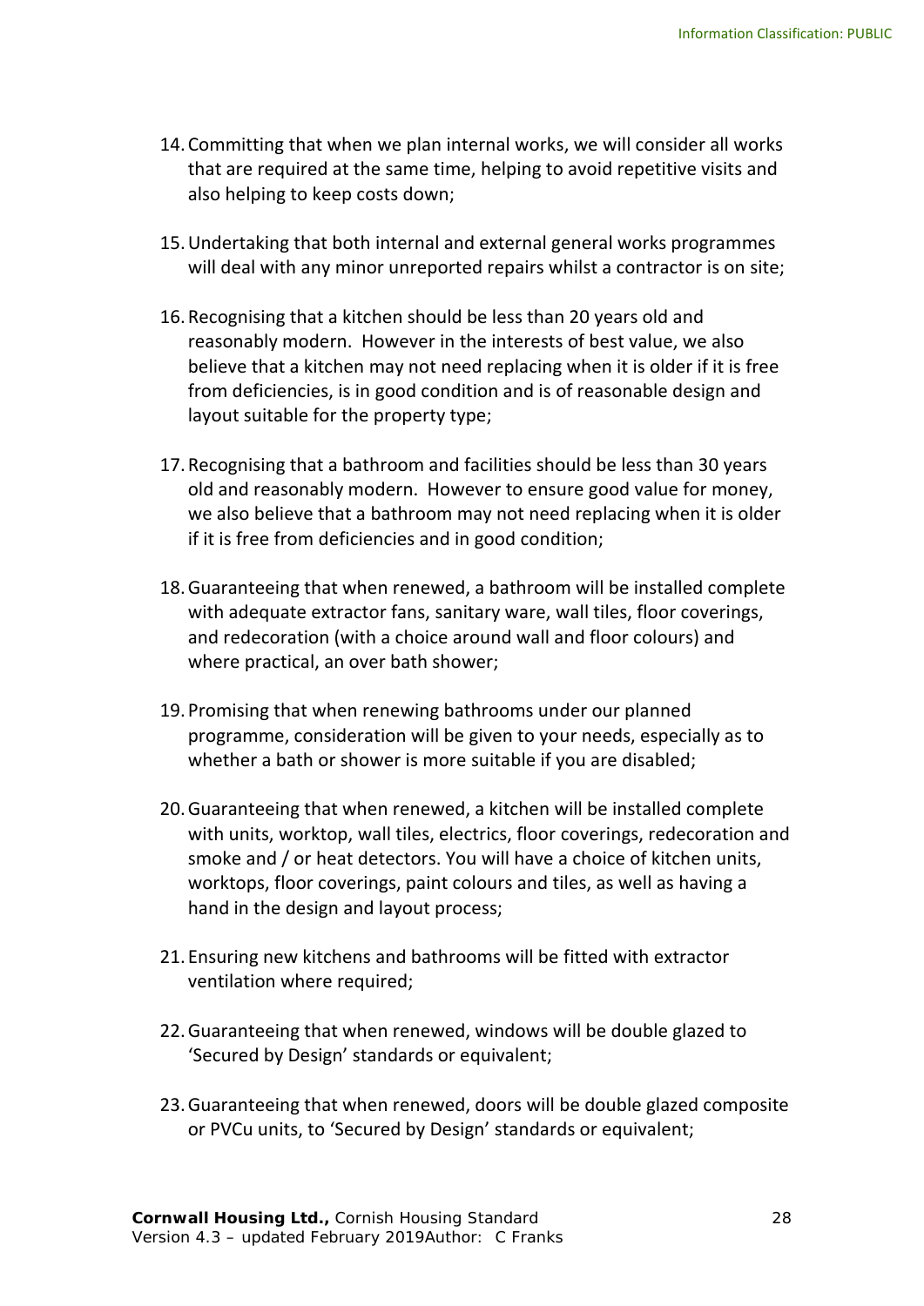14. Committing that when we plan internal works, we will consider all works that are required at the same time, helping to avoid repetitive visits and also helping to keep costs down;

15. Undertaking that both internal and external general works programmes will deal with any minor unreported repairs whilst a contractor is on site;

16. Recognising that a kitchen should be less than 20 years old and reasonably modern. However in the interests of best value, we also believe that a kitchen may not need replacing when it is older if it is free from deficiencies, is in good condition and is of reasonable design and layout suitable for the property type;

17. Recognising that a bathroom and facilities should be less than 30 years old and reasonably modern. However to ensure good value for money, we also believe that a bathroom may not need replacing when it is older if it is free from deficiencies and in good condition;

18. Guaranteeing that when renewed, a bathroom will be installed complete with adequate extractor fans, sanitary ware, wall tiles, floor coverings, and redecoration (with a choice around wall and floor colours) and where practical, an over bath shower;

19. Promising that when renewing bathrooms under our planned programme, consideration will be given to your needs, especially as to whether a bath or shower is more suitable if you are disabled;

20. Guaranteeing that when renewed, a kitchen will be installed complete with units, worktop, wall tiles, electrics, floor coverings, redecoration and smoke and / or heat detectors. You will have a choice of kitchen units, worktops, floor coverings, paint colours and tiles, as well as having a hand in the design and layout process;

21. Ensuring new kitchens and bathrooms will be fitted with extractor ventilation where required;

22. Guaranteeing that when renewed, windows will be double glazed to 'Secured by Design' standards or equivalent;

23. Guaranteeing that when renewed, doors will be double glazed composite or PVCu units, to 'Secured by Design' standards or equivalent;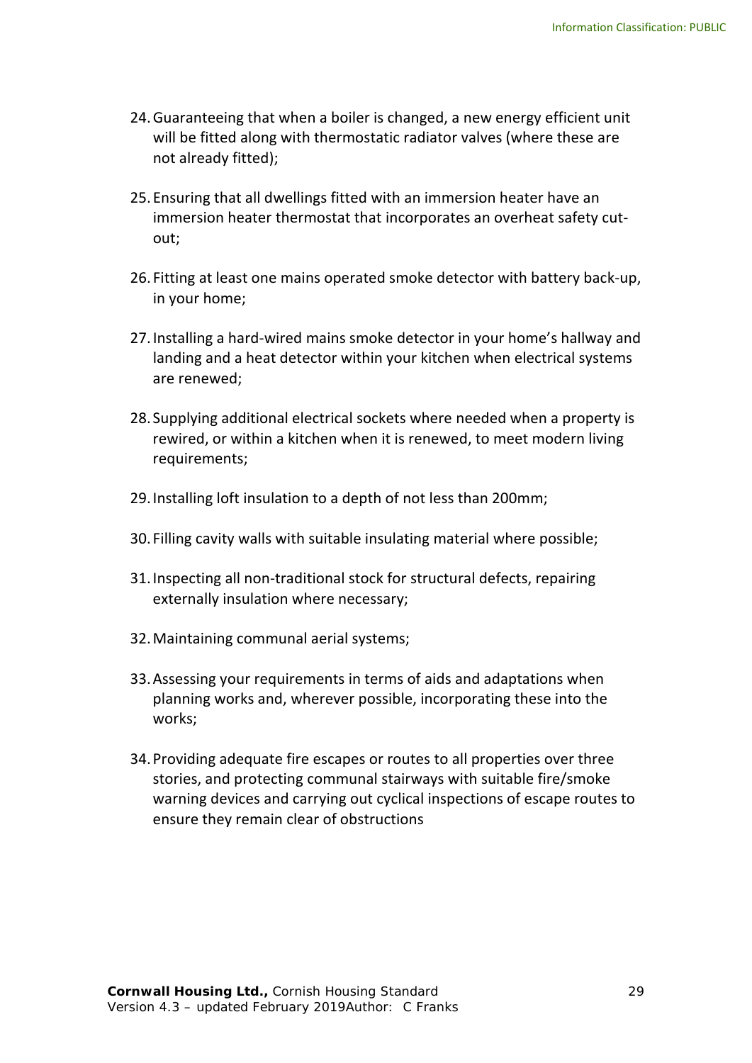24. Guaranteeing that when a boiler is changed, a new energy efficient unit will be fitted along with thermostatic radiator valves (where these are not already fitted);

25. Ensuring that all dwellings fitted with an immersion heater have an immersion heater thermostat that incorporates an overheat safety cut-out;

26. Fitting at least one mains operated smoke detector with battery back-up, in your home;

27. Installing a hard-wired mains smoke detector in your home's hallway and landing and a heat detector within your kitchen when electrical systems are renewed;

28. Supplying additional electrical sockets where needed when a property is rewired, or within a kitchen when it is renewed, to meet modern living requirements;

29. Installing loft insulation to a depth of not less than 200mm;

30. Filling cavity walls with suitable insulating material where possible;

31. Inspecting all non-traditional stock for structural defects, repairing externally insulation where necessary;

32. Maintaining communal aerial systems;

33. Assessing your requirements in terms of aids and adaptations when planning works and, wherever possible, incorporating these into the works;

34. Providing adequate fire escapes or routes to all properties over three stories, and protecting communal stairways with suitable fire/smoke warning devices and carrying out cyclical inspections of escape routes to ensure they remain clear of obstructions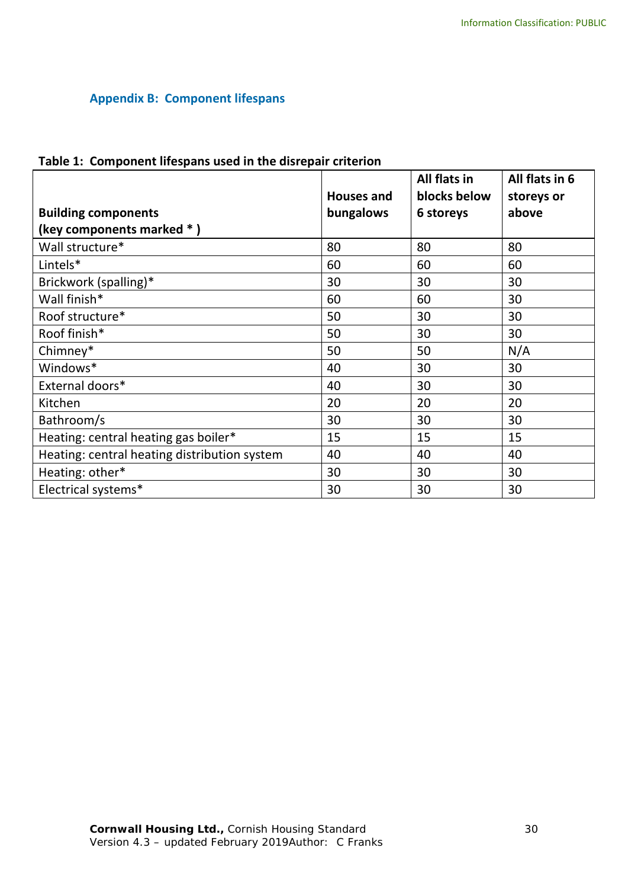## Appendix B: Component lifespans

**Table 1: Component lifespans used in the disrepair criterion**

| **Building components (key components marked * )** | **Houses and bungalows** | **All flats in blocks below 6 storeys** | **All flats in 6 storeys or above** |
|---|---|---|---|
| Wall structure* | 80 | 80 | 80 |
| Lintels* | 60 | 60 | 60 |
| Brickwork (spalling)* | 30 | 30 | 30 |
| Wall finish* | 60 | 60 | 30 |
| Roof structure* | 50 | 30 | 30 |
| Roof finish* | 50 | 30 | 30 |
| Chimney* | 50 | 50 | N/A |
| Windows* | 40 | 30 | 30 |
| External doors* | 40 | 30 | 30 |
| Kitchen | 20 | 20 | 20 |
| Bathroom/s | 30 | 30 | 30 |
| Heating: central heating gas boiler* | 15 | 15 | 15 |
| Heating: central heating distribution system | 40 | 40 | 40 |
| Heating: other* | 30 | 30 | 30 |
| Electrical systems* | 30 | 30 | 30 |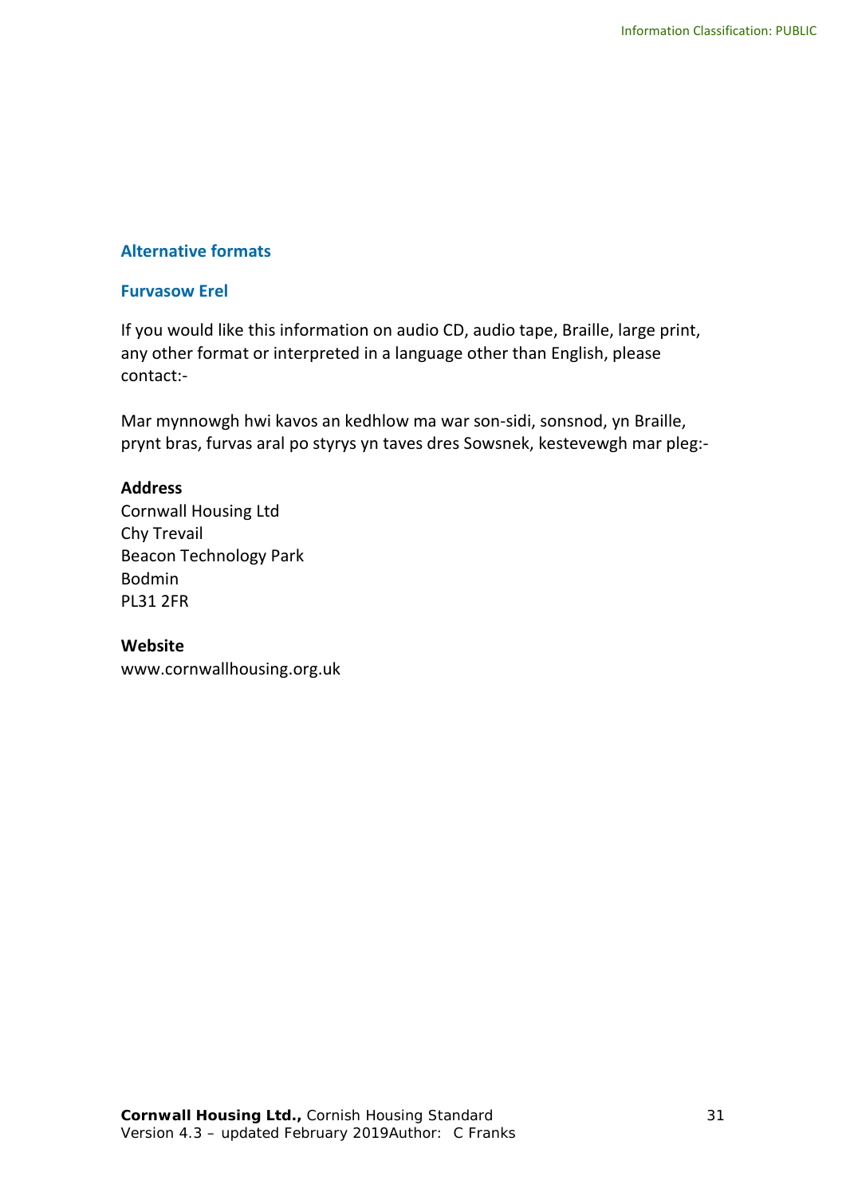## Alternative formats

## Furvasow Erel

If you would like this information on audio CD, audio tape, Braille, large print, any other format or interpreted in a language other than English, please contact:-

Mar mynnowgh hwi kavos an kedhlow ma war son-sidi, sonsnod, yn Braille, prynt bras, furvas aral po styrys yn taves dres Sowsnek, kestevewgh mar pleg:-

**Address**
Cornwall Housing Ltd
Chy Trevail
Beacon Technology Park
Bodmin
PL31 2FR

**Website**
www.cornwallhousing.org.uk